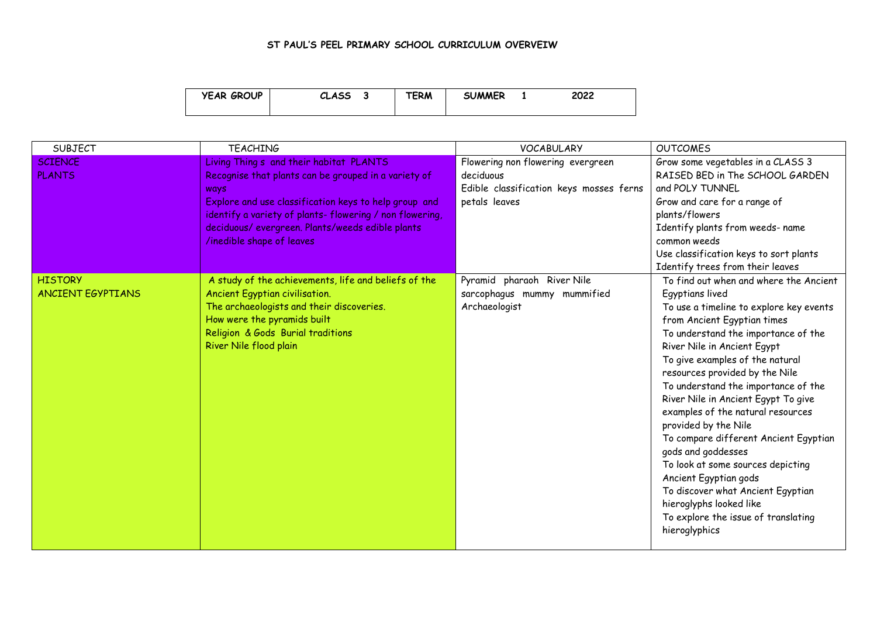# ST PAUL'S PEEL PRIMARY SCHOOL CURRICULUM OVERVEIW

| YEAR GROUP | CLASS 3 | TERM | SUMMER 1 2022 |
|---|---|---|---|

| SUBJECT | TEACHING | VOCABULARY | OUTCOMES |
|---|---|---|---|
| SCIENCE<br>PLANTS | Living Thing s and their habitat PLANTS<br>Recognise that plants can be grouped in a variety of ways<br>Explore and use classification keys to help group and identify a variety of plants- flowering / non flowering, deciduous/ evergreen. Plants/weeds edible plants /inedible shape of leaves | Flowering non flowering evergreen deciduous<br>Edible classification keys mosses ferns petals leaves | Grow some vegetables in a CLASS 3 RAISED BED in The SCHOOL GARDEN and POLY TUNNEL<br>Grow and care for a range of plants/flowers<br>Identify plants from weeds- name common weeds<br>Use classification keys to sort plants<br>Identify trees from their leaves |
| HISTORY<br>ANCIENT EGYPTIANS | A study of the achievements, life and beliefs of the Ancient Egyptian civilisation.<br>The archaeologists and their discoveries.<br>How were the pyramids built<br>Religion & Gods Burial traditions<br>River Nile flood plain | Pyramid pharaoh River Nile sarcophagus mummy mummified Archaeologist | To find out when and where the Ancient Egyptians lived<br>To use a timeline to explore key events from Ancient Egyptian times<br>To understand the importance of the River Nile in Ancient Egypt<br>To give examples of the natural resources provided by the Nile<br>To understand the importance of the River Nile in Ancient Egypt To give examples of the natural resources provided by the Nile<br>To compare different Ancient Egyptian gods and goddesses<br>To look at some sources depicting Ancient Egyptian gods<br>To discover what Ancient Egyptian hieroglyphs looked like<br>To explore the issue of translating hieroglyphics |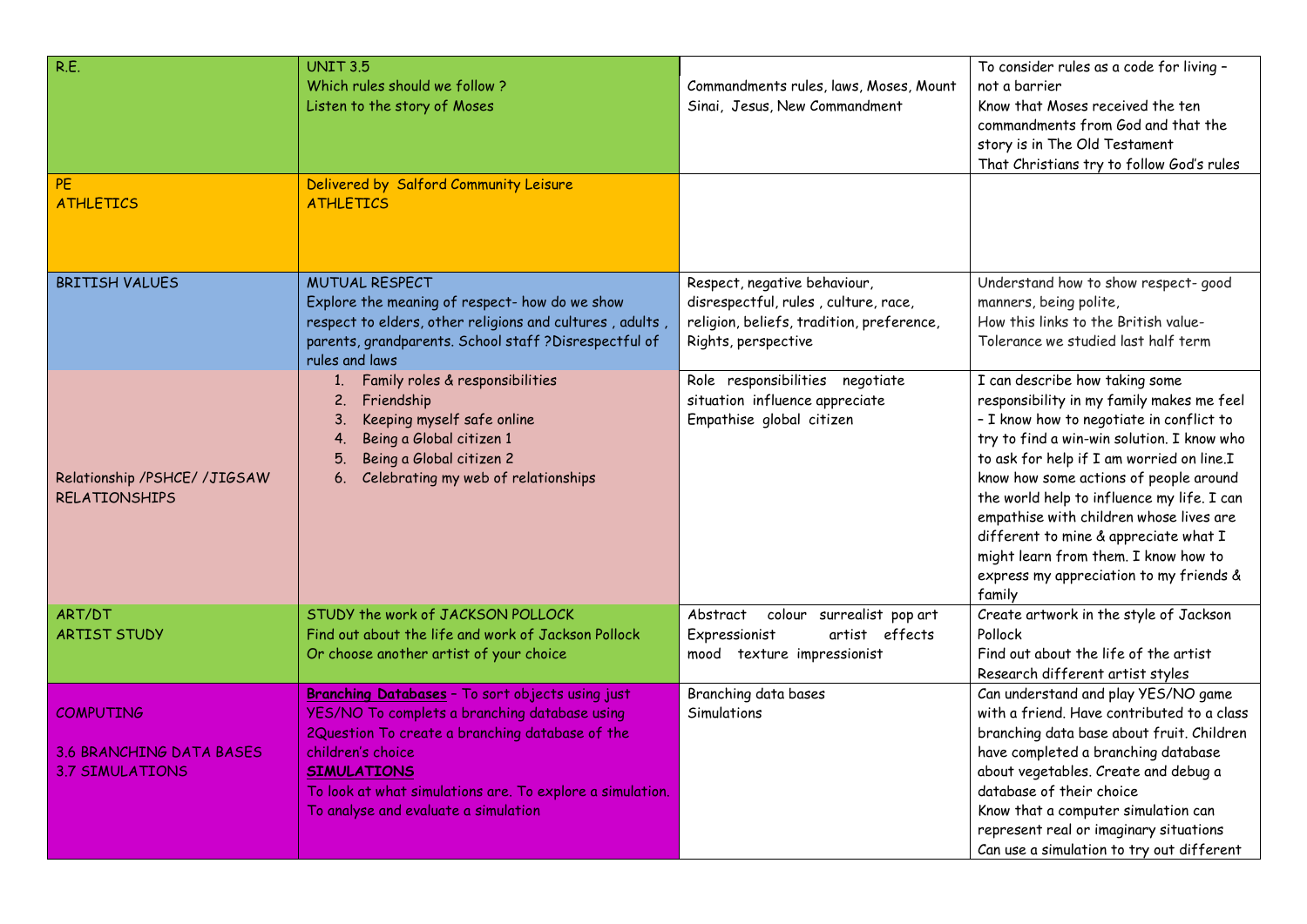| | | | |
|---|---|---|---|
| R.E. | UNIT 3.5<br>Which rules should we follow ?<br>Listen to the story of Moses | Commandments rules, laws, Moses, Mount Sinai, Jesus, New Commandment | To consider rules as a code for living – not a barrier<br>Know that Moses received the ten commandments from God and that the story is in The Old Testament<br>That Christians try to follow God's rules |
| PE<br>ATHLETICS | Delivered by Salford Community Leisure<br>ATHLETICS | | |
| BRITISH VALUES | MUTUAL RESPECT<br>Explore the meaning of respect- how do we show respect to elders, other religions and cultures , adults , parents, grandparents. School staff ?Disrespectful of rules and laws | Respect, negative behaviour, disrespectful, rules , culture, race, religion, beliefs, tradition, preference, Rights, perspective | Understand how to show respect- good manners, being polite,<br>How this links to the British value- Tolerance we studied last half term |
| Relationship /PSHCE/ /JIGSAW RELATIONSHIPS | 1. Family roles & responsibilities<br>2. Friendship<br>3. Keeping myself safe online<br>4. Being a Global citizen 1<br>5. Being a Global citizen 2<br>6. Celebrating my web of relationships | Role responsibilities negotiate situation influence appreciate Empathise global citizen | I can describe how taking some responsibility in my family makes me feel – I know how to negotiate in conflict to try to find a win-win solution. I know who to ask for help if I am worried on line.I know how some actions of people around the world help to influence my life. I can empathise with children whose lives are different to mine & appreciate what I might learn from them. I know how to express my appreciation to my friends & family |
| ART/DT<br>ARTIST STUDY | STUDY the work of JACKSON POLLOCK<br>Find out about the life and work of Jackson Pollock<br>Or choose another artist of your choice | Abstract colour surrealist pop art Expressionist artist effects mood texture impressionist | Create artwork in the style of Jackson Pollock<br>Find out about the life of the artist<br>Research different artist styles |
| COMPUTING<br><br>3.6 BRANCHING DATA BASES<br>3.7 SIMULATIONS | **Branching Databases** – To sort objects using just YES/NO To complets a branching database using 2Question To create a branching database of the children's choice<br>**SIMULATIONS**<br>To look at what simulations are. To explore a simulation. To analyse and evaluate a simulation | Branching data bases<br>Simulations | Can understand and play YES/NO game with a friend. Have contributed to a class branching data base about fruit. Children have completed a branching database about vegetables. Create and debug a database of their choice<br>Know that a computer simulation can represent real or imaginary situations<br>Can use a simulation to try out different |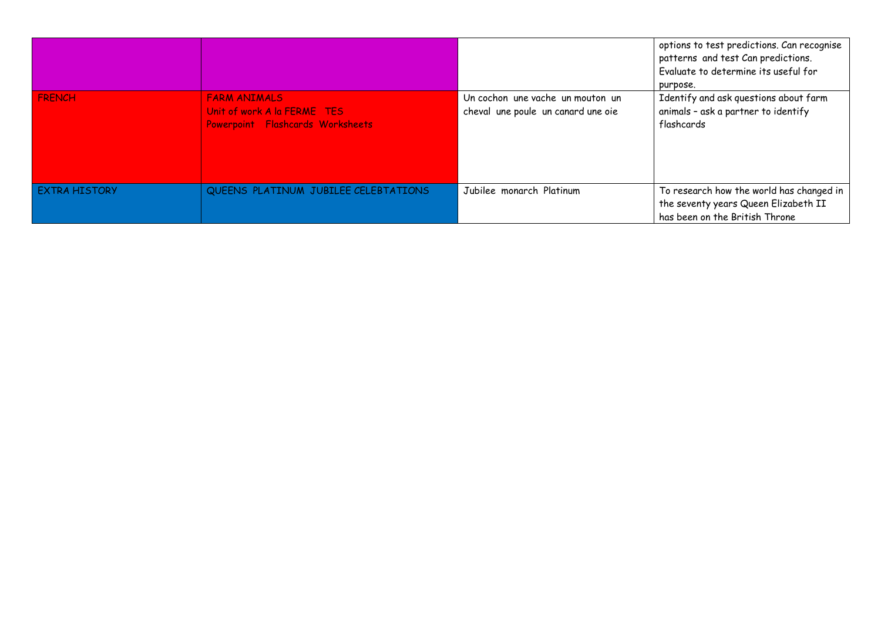| | | | |
|---|---|---|---|
| | | | options to test predictions. Can recognise patterns and test Can predictions. Evaluate to determine its useful for purpose. |
| FRENCH | FARM ANIMALS<br>Unit of work A la FERME TES<br>Powerpoint Flashcards Worksheets | Un cochon une vache un mouton un cheval une poule un canard une oie | Identify and ask questions about farm animals – ask a partner to identify flashcards |
| EXTRA HISTORY | QUEENS PLATINUM JUBILEE CELEBTATIONS | Jubilee monarch Platinum | To research how the world has changed in the seventy years Queen Elizabeth II has been on the British Throne |